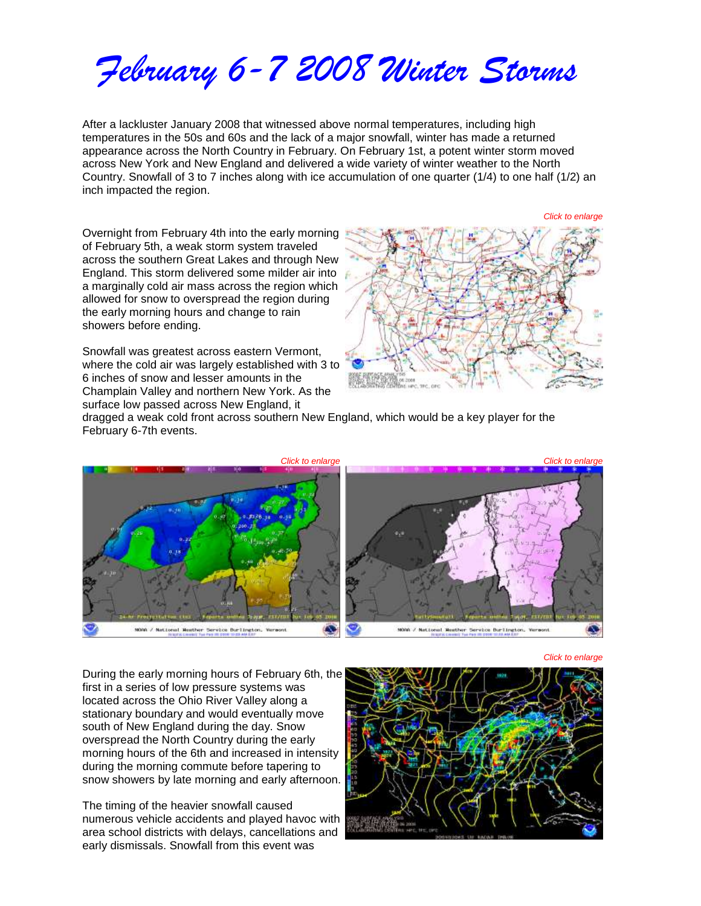# February 6-7 2008 Winter Storms

After a lackluster January 2008 that witnessed above normal temperatures, including high temperatures in the 50s and 60s and the lack of a major snowfall, winter has made a returned appearance across the North Country in February. On February 1st, a potent winter storm moved across New York and New England and delivered a wide variety of winter weather to the North Country. Snowfall of 3 to 7 inches along with ice accumulation of one quarter (1/4) to one half (1/2) an inch impacted the region.

*Click to enlarge*

Overnight from February 4th into the early morning of February 5th, a weak storm system traveled across the southern Great Lakes and through New England. This storm delivered some milder air into a marginally cold air mass across the region which allowed for snow to overspread the region during the early morning hours and change to rain showers before ending.

Snowfall was greatest across eastern Vermont, where the cold air was largely established with 3 to 6 inches of snow and lesser amounts in the Champlain Valley and northern New York. As the surface low passed across New England, it dragged a weak cold front across southern New England, which would be a key player for the February 6-7th events.

*Click to enlarge*

*Click to enlarge*

*Click to enlarge*

During the early morning hours of February 6th, the first in a series of low pressure systems was located across the Ohio River Valley along a stationary boundary and would eventually move south of New England during the day. Snow overspread the North Country during the early morning hours of the 6th and increased in intensity during the morning commute before tapering to snow showers by late morning and early afternoon.

The timing of the heavier snowfall caused numerous vehicle accidents and played havoc with area school districts with delays, cancellations and early dismissals. Snowfall from this event was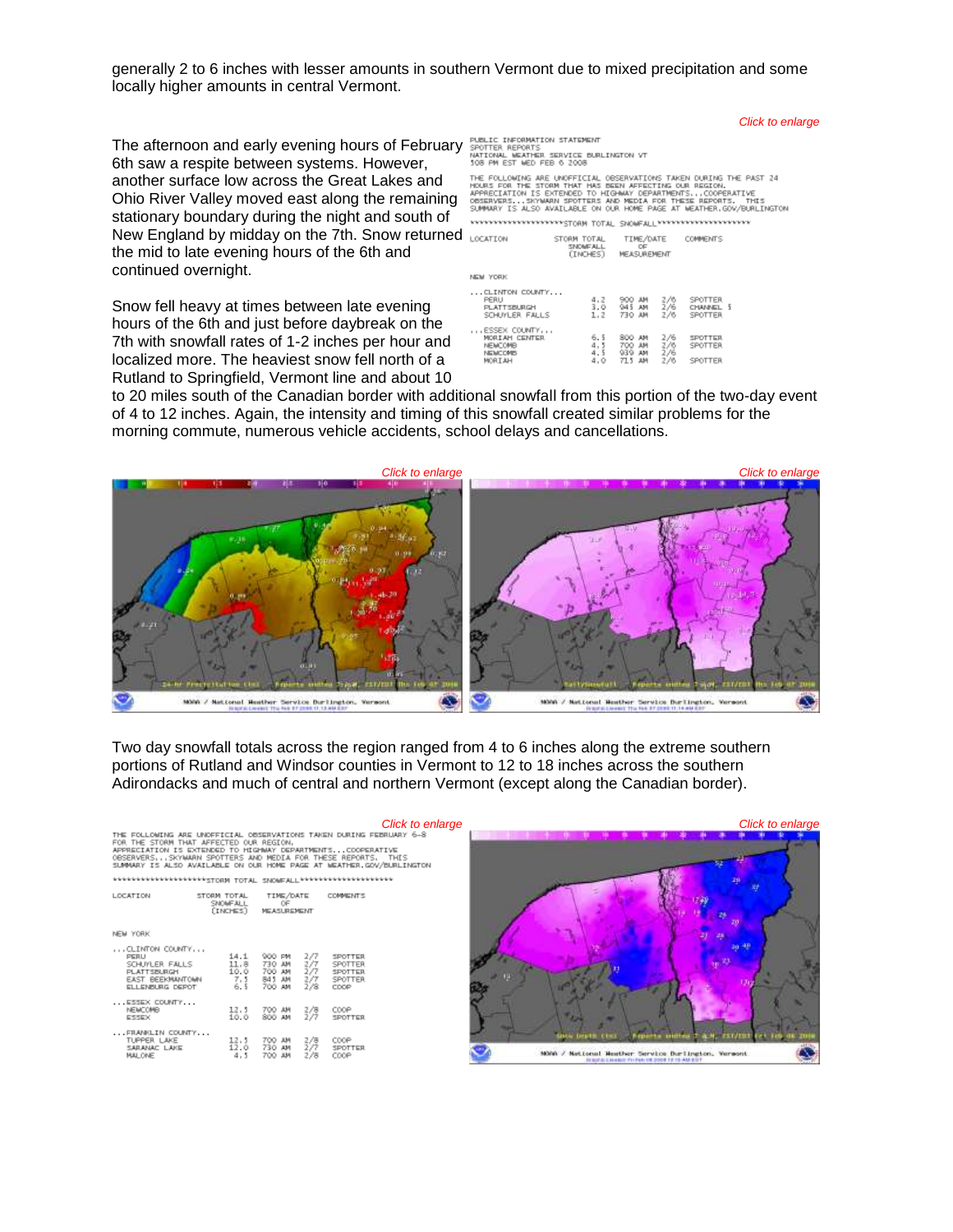generally 2 to 6 inches with lesser amounts in southern Vermont due to mixed precipitation and some locally higher amounts in central Vermont.

*Click to enlarge*

The afternoon and early evening hours of February 6th saw a respite between systems. However, another surface low across the Great Lakes and Ohio River Valley moved east along the remaining stationary boundary during the night and south of New England by midday on the 7th. Snow returned the mid to late evening hours of the 6th and continued overnight.

PUBLIC INFORMATION STATEMENT
SPOTTER REPORTS
NATIONAL WEATHER SERVICE BURLINGTON VT
508 PM EST WED FEB 6 2008

THE FOLLOWING ARE UNOFFICIAL OBSERVATIONS TAKEN DURING THE PAST 24 HOURS FOR THE STORM THAT HAS BEEN AFFECTING OUR REGION. APPRECIATION IS EXTENDED TO HIGHWAY DEPARTMENTS...COOPERATIVE OBSERVERS...SKYWARN SPOTTERS AND MEDIA FOR THESE REPORTS. THIS SUMMARY IS ALSO AVAILABLE ON OUR HOME PAGE AT WEATHER.GOV/BURLINGTON

********************STORM TOTAL SNOWFALL********************

| LOCATION | STORM TOTAL SNOWFALL (INCHES) | TIME/DATE OF MEASUREMENT | | COMMENTS |
|---|---|---|---|---|
| NEW YORK | | | | |
| ...CLINTON COUNTY... | | | | |
| PERU | 4.2 | 900 AM | 2/6 | SPOTTER |
| PLATTSBURGH | 3.0 | 945 AM | 2/6 | CHANNEL 5 |
| SCHUYLER FALLS | 1.2 | 730 AM | 2/6 | SPOTTER |
| ...ESSEX COUNTY... | | | | |
| MORIAH CENTER | 6.5 | 800 AM | 2/6 | SPOTTER |
| NEWCOMB | 4.5 | 700 AM | 2/6 | SPOTTER |
| NEWCOMB | 4.5 | 939 AM | 2/6 | |
| MORIAH | 4.0 | 715 AM | 2/6 | SPOTTER |

Snow fell heavy at times between late evening hours of the 6th and just before daybreak on the 7th with snowfall rates of 1-2 inches per hour and localized more. The heaviest snow fell north of a Rutland to Springfield, Vermont line and about 10 to 20 miles south of the Canadian border with additional snowfall from this portion of the two-day event of 4 to 12 inches. Again, the intensity and timing of this snowfall created similar problems for the morning commute, numerous vehicle accidents, school delays and cancellations.

*Click to enlarge*

24-hr Precipitation (in) Reports ending 7 A.M. EST/EDT Thu Feb 07 2008
NOAA / National Weather Service Burlington, Vermont

*Click to enlarge*

Daily Snowfall Reports ending 7 A.M. EST/EDT Thu Feb 07 2008
NOAA / National Weather Service Burlington, Vermont

Two day snowfall totals across the region ranged from 4 to 6 inches along the extreme southern portions of Rutland and Windsor counties in Vermont to 12 to 18 inches across the southern Adirondacks and much of central and northern Vermont (except along the Canadian border).

*Click to enlarge*

THE FOLLOWING ARE UNOFFICIAL OBSERVATIONS TAKEN DURING FEBRUARY 6-8 FOR THE STORM THAT AFFECTED OUR REGION. APPRECIATION IS EXTENDED TO HIGHWAY DEPARTMENTS...COOPERATIVE OBSERVERS...SKYWARN SPOTTERS AND MEDIA FOR THESE REPORTS. THIS SUMMARY IS ALSO AVAILABLE ON OUR HOME PAGE AT WEATHER.GOV/BURLINGTON

********************STORM TOTAL SNOWFALL********************

| LOCATION | STORM TOTAL SNOWFALL (INCHES) | TIME/DATE OF MEASUREMENT | | COMMENTS |
|---|---|---|---|---|
| NEW YORK | | | | |
| ...CLINTON COUNTY... | | | | |
| PERU | 14.1 | 900 PM | 2/7 | SPOTTER |
| SCHUYLER FALLS | 11.8 | 730 AM | 2/7 | SPOTTER |
| PLATTSBURGH | 10.0 | 700 AM | 2/7 | SPOTTER |
| EAST BEEKMANTOWN | 7.5 | 845 AM | 2/7 | SPOTTER |
| ELLENBURG DEPOT | 6.5 | 700 AM | 2/8 | COOP |
| ...ESSEX COUNTY... | | | | |
| NEWCOMB | 12.5 | 700 AM | 2/8 | COOP |
| ESSEX | 10.0 | 800 AM | 2/7 | SPOTTER |
| ...FRANKLIN COUNTY... | | | | |
| TUPPER LAKE | 12.5 | 700 AM | 2/8 | COOP |
| SARANAC LAKE | 12.0 | 730 AM | 2/7 | SPOTTER |
| MALONE | 4.5 | 700 AM | 2/8 | COOP |

*Click to enlarge*

Snow Depth (in) Reports ending 7 A.M. EST/EDT Fri Feb 08 2008
NOAA / National Weather Service Burlington, Vermont